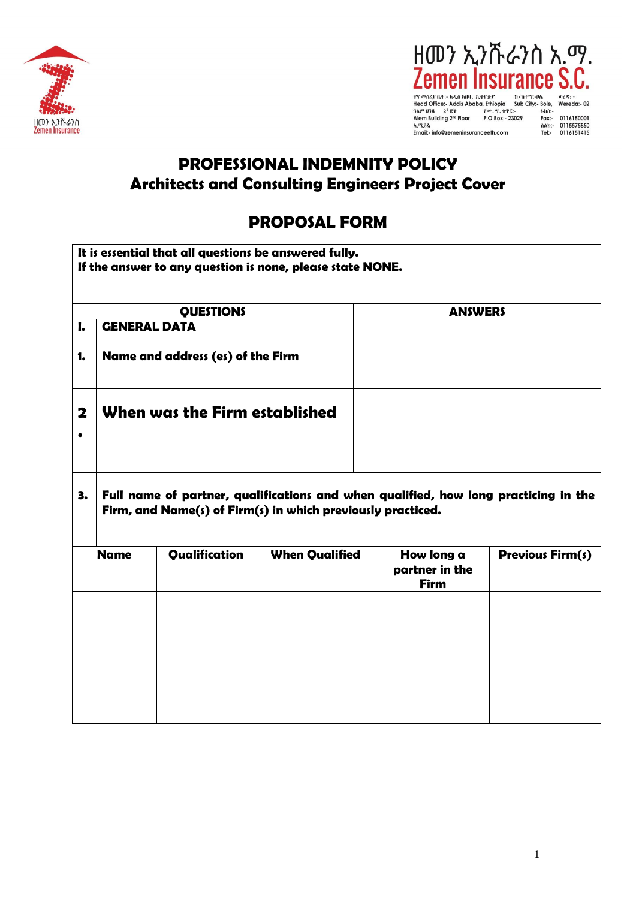ዘመን ኢንሹራንስ አ.ማ.
Zemen Insurance S.C.

ዋና መስሪያ ቤት:- አዲስ አበባ, ኢትዮጵያ ክ/ከተማ:-ቦሌ ወረዳ:-
Head Office:- Addis Ababa, Ethiopia Sub City:- Bole, Wereda:- 02
ዓለም ህንጻ 2ኛ ፎቅ የመ.ሣ.ቁጥር:- ፋክስ:-
Alem Building 2nd Floor P.O.Box:- 23029 Fax:- 0116150001
ኢሜይል ስልክ:- 0115575850
Email:- info@zemeninsuranceeth.com Tel:- 0116151415

# PROFESSIONAL INDEMNITY POLICY
## Architects and Consulting Engineers Project Cover

## PROPOSAL FORM

**It is essential that all questions be answered fully.**
**If the answer to any question is none, please state NONE.**

| | QUESTIONS | ANSWERS |
|---|---|---|
| **I.** | **GENERAL DATA** | |
| **1.** | **Name and address (es) of the Firm** | |
| **2.** | **When was the Firm established** | |

**3.** **Full name of partner, qualifications and when qualified, how long practicing in the Firm, and Name(s) of Firm(s) in which previously practiced.**

| Name | Qualification | When Qualified | How long a partner in the Firm | Previous Firm(s) |
|---|---|---|---|---|
| | | | | |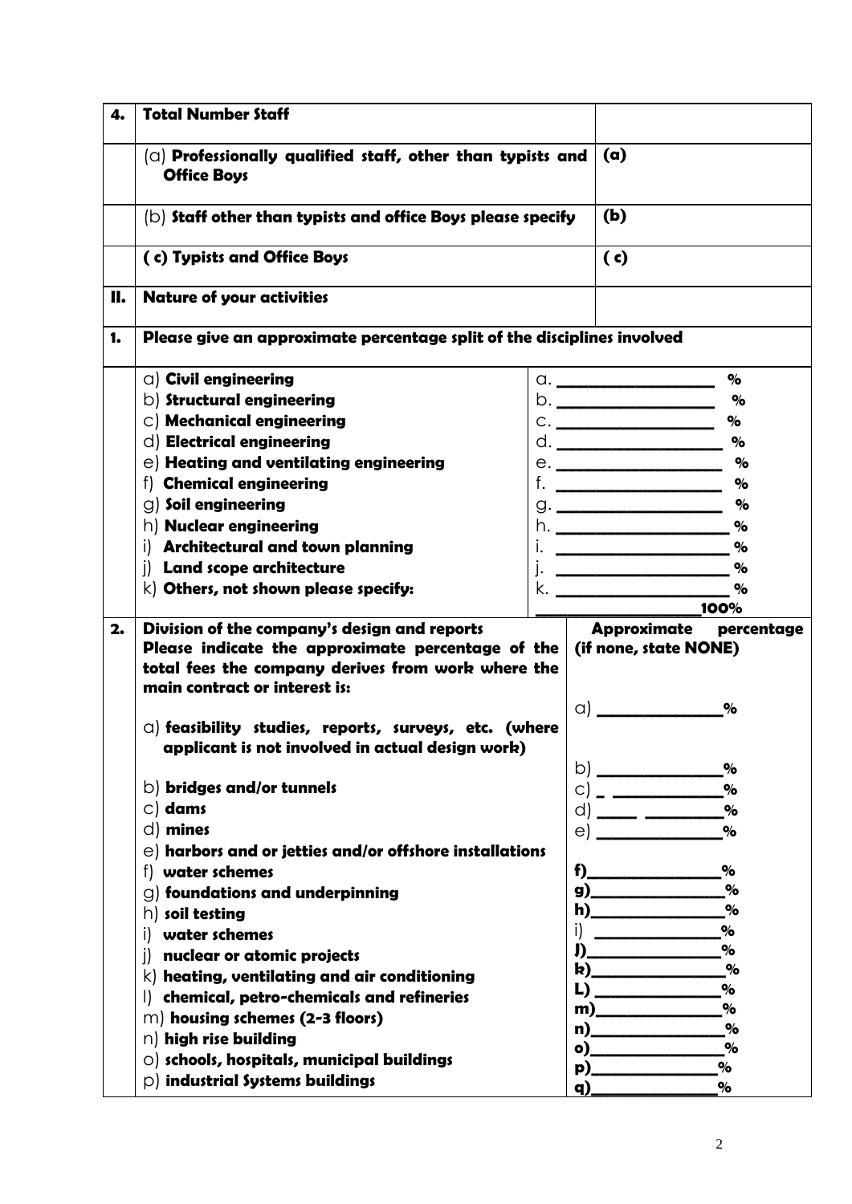| 4. | **Total Number Staff** | |
|---|---|---|
| | (a) **Professionally qualified staff, other than typists and Office Boys** | **(a)** |
| | (b) **Staff other than typists and office Boys please specify** | **(b)** |
| | **( c) Typists and Office Boys** | **( c)** |
| **II.** | **Nature of your activities** | |
| **1.** | **Please give an approximate percentage split of the disciplines involved** | |
| | a) **Civil engineering** | a. ________________ % |
| | b) **Structural engineering** | b. ________________ % |
| | c) **Mechanical engineering** | c. ________________ % |
| | d) **Electrical engineering** | d. ________________ % |
| | e) **Heating and ventilating engineering** | e. ________________ % |
| | f) **Chemical engineering** | f. ________________ % |
| | g) **Soil engineering** | g. ________________ % |
| | h) **Nuclear engineering** | h. ________________ % |
| | i) **Architectural and town planning** | i. ________________ % |
| | j) **Land scope architecture** | j. ________________ % |
| | k) **Others, not shown please specify:** | k. ________________ % |
| | | ________________ **100%** |
| **2.** | **Division of the company's design and reports** **Please indicate the approximate percentage of the total fees the company derives from work where the main contract or interest is:** | **Approximate percentage (if none, state NONE)** |
| | a) **feasibility studies, reports, surveys, etc. (where applicant is not involved in actual design work)** | a) ______________% |
| | b) **bridges and/or tunnels** | b) ______________% |
| | c) **dams** | c) _ ____________% |
| | d) **mines** | d) _____ _________% |
| | e) **harbors and or jetties and/or offshore installations** | e) ______________% |
| | f) **water schemes** | **f)**______________% |
| | g) **foundations and underpinning** | **g)**______________% |
| | h) **soil testing** | **h)**______________% |
| | i) **water schemes** | i) ______________% |
| | j) **nuclear or atomic projects** | **J)**______________% |
| | k) **heating, ventilating and air conditioning** | **k)**______________% |
| | l) **chemical, petro-chemicals and refineries** | **L)** ______________% |
| | m) **housing schemes (2-3 floors)** | **m)**______________% |
| | n) **high rise building** | **n)**______________% |
| | o) **schools, hospitals, municipal buildings** | **o)**______________% |
| | p) **industrial Systems buildings** | **p)**______________% |
| | | **q)**______________% |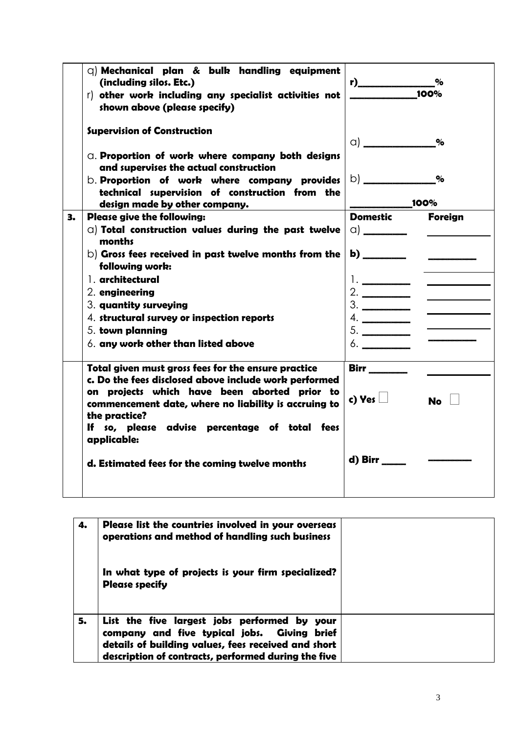| | | | |
|---|---|---|---|
| | q) **Mechanical plan & bulk handling equipment (including silos. Etc.)**<br>r) **other work including any specialist activities not shown above (please specify)**<br><br>**Supervision of Construction**<br><br>a. **Proportion of work where company both designs and supervises the actual construction**<br>b. **Proportion of work where company provides technical supervision of construction from the design made by other company.** | **r)**_______________**%**<br>______________**100%**<br><br><br>a) ______________**%**<br><br>b) ______________**%**<br><br>____________**100%** | |
| **3.** | **Please give the following:**<br>a) **Total construction values during the past twelve months**<br>b) **Gross fees received in past twelve months from the following work:**<br>1. **architectural**<br>2. **engineering**<br>3. **quantity surveying**<br>4. **structural survey or inspection reports**<br>5. **town planning**<br>6. **any work other than listed above** | **Domestic**<br>a) ________<br><br>**b)** ________<br><br>1. _________<br>2. _________<br>3. _________<br>4. _________<br>5. _________<br>6. _________ | **Foreign**<br>___________<br><br>_________<br><br>___________<br>___________<br>___________<br>___________<br>_________ |
| | **Total given must gross fees for the ensure practice**<br>**c. Do the fees disclosed above include work performed on projects which have been aborted prior to commencement date, where no liability is accruing to the practice?**<br>**If so, please advise percentage of total fees applicable:**<br><br>**d. Estimated fees for the coming twelve months** | **Birr** _______<br><br>**c) Yes** ☐<br><br><br>**d) Birr** _____ | ___________<br><br>**No** ☐<br><br><br>_________ |

| | | |
|---|---|---|
| **4.** | **Please list the countries involved in your overseas operations and method of handling such business**<br><br>**In what type of projects is your firm specialized? Please specify** | |
| **5.** | **List the five largest jobs performed by your company and five typical jobs. Giving brief details of building values, fees received and short description of contracts, performed during the five** | |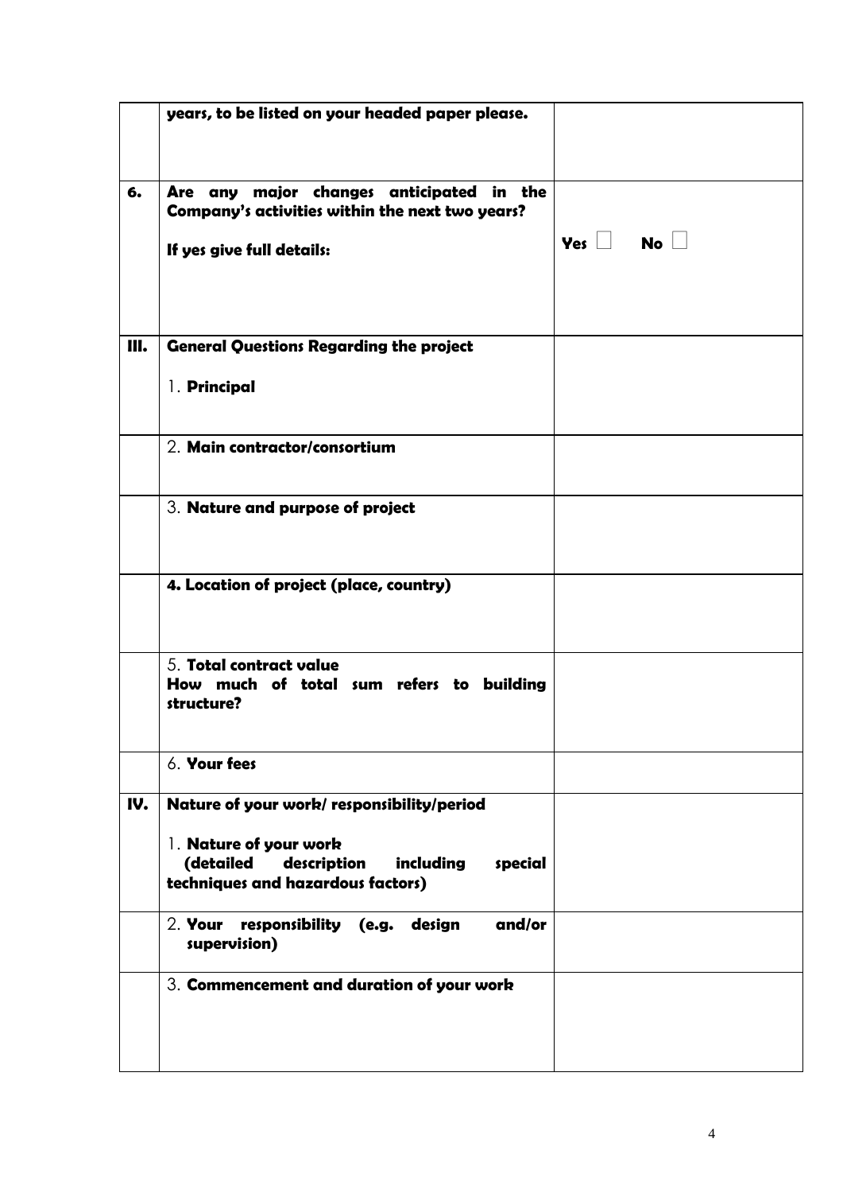| | | |
|---|---|---|
| | **years, to be listed on your headed paper please.** | |
| **6.** | **Are any major changes anticipated in the Company's activities within the next two years?**<br><br>**If yes give full details:** | **Yes** ☐ **No** ☐ |
| **III.** | **General Questions Regarding the project**<br><br>1. **Principal** | |
| | 2. **Main contractor/consortium** | |
| | 3. **Nature and purpose of project** | |
| | **4. Location of project (place, country)** | |
| | 5. **Total contract value**<br>**How much of total sum refers to building structure?** | |
| | 6. **Your fees** | |
| **IV.** | **Nature of your work/ responsibility/period**<br><br>1. **Nature of your work (detailed description including special techniques and hazardous factors)** | |
| | 2. **Your responsibility (e.g. design and/or supervision)** | |
| | 3. **Commencement and duration of your work** | |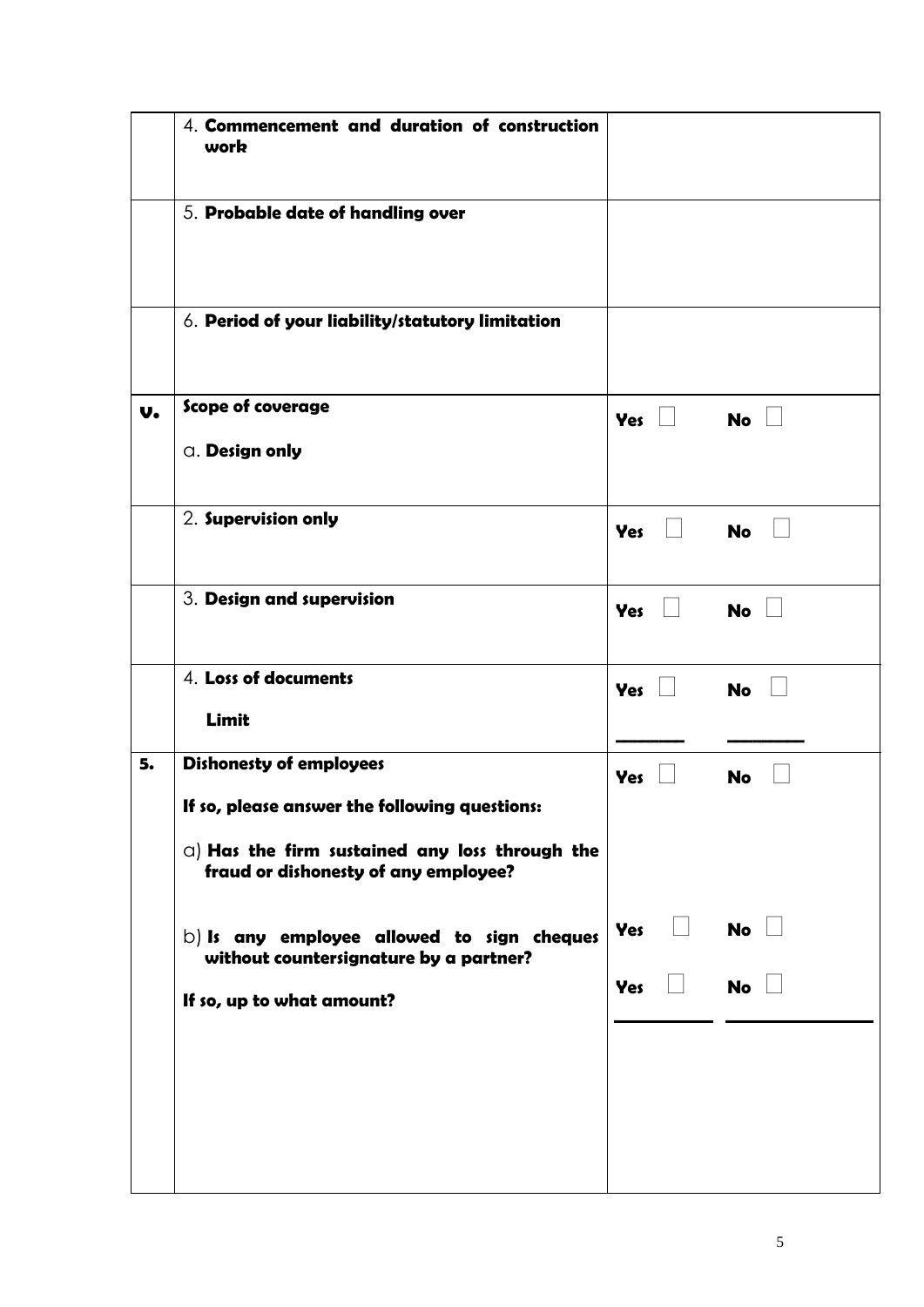| | | |
|---|---|---|
| | 4. **Commencement and duration of construction work** | |
| | 5. **Probable date of handling over** | |
| | 6. **Period of your liability/statutory limitation** | |
| **v.** | **Scope of coverage**<br><br>a. **Design only** | **Yes** ☐ **No** ☐ |
| | 2. **Supervision only** | **Yes** ☐ **No** ☐ |
| | 3. **Design and supervision** | **Yes** ☐ **No** ☐ |
| | 4. **Loss of documents**<br><br>**Limit** | **Yes** ☐ **No** ☐<br><br>________ ________ |
| **5.** | **Dishonesty of employees**<br><br>**If so, please answer the following questions:**<br><br>a) **Has the firm sustained any loss through the fraud or dishonesty of any employee?**<br><br>b) **Is any employee allowed to sign cheques without countersignature by a partner?**<br><br>**If so, up to what amount?** | **Yes** ☐ **No** ☐<br><br>**Yes** ☐ **No** ☐<br><br>**Yes** ☐ **No** ☐<br><br>________ ________ |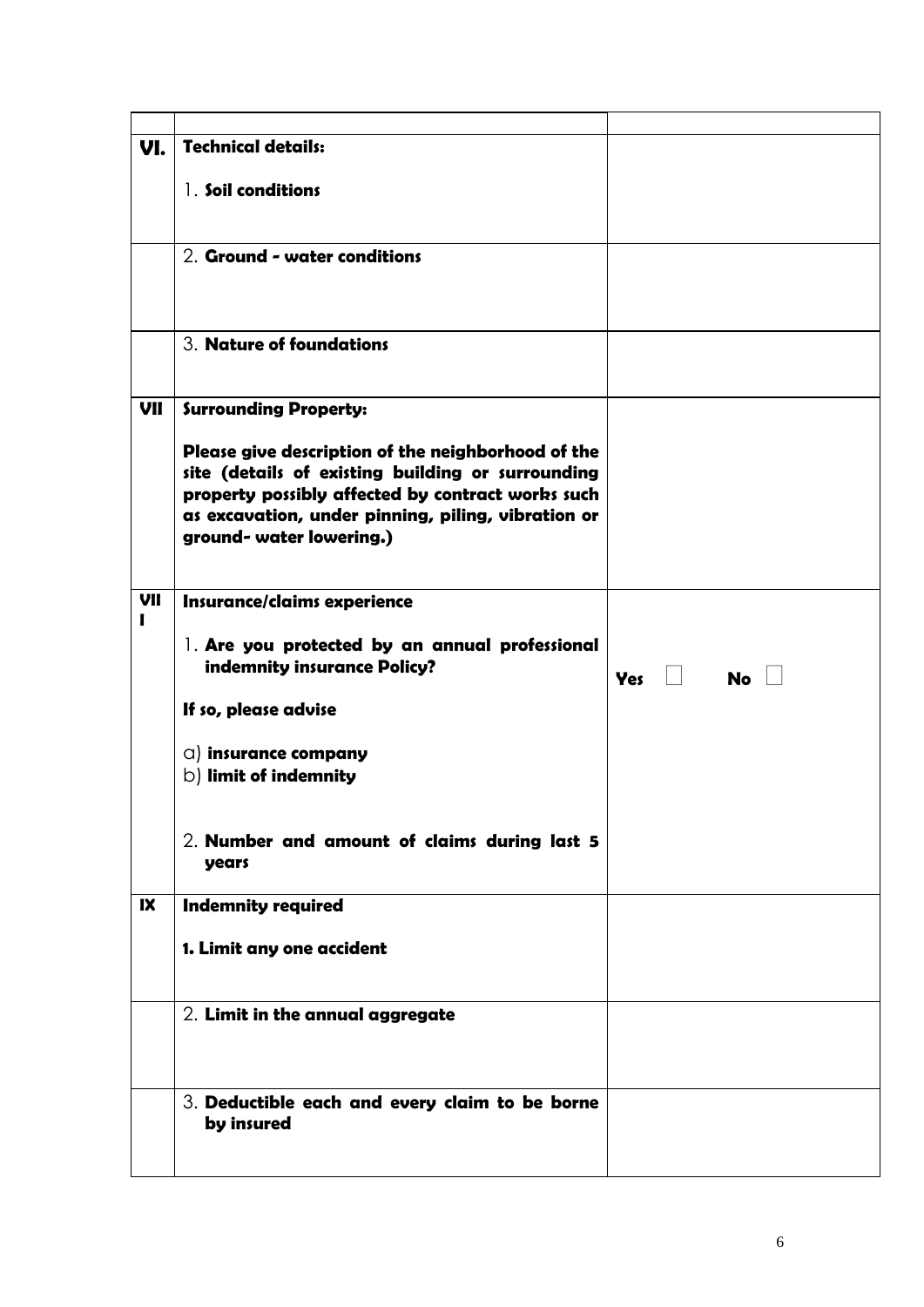| | | |
|---|---|---|
| **VI.** | **Technical details:**<br><br>1. **Soil conditions** | |
| | 2. **Ground - water conditions** | |
| | 3. **Nature of foundations** | |
| **VII** | **Surrounding Property:**<br><br>**Please give description of the neighborhood of the site (details of existing building or surrounding property possibly affected by contract works such as excavation, under pinning, piling, vibration or ground- water lowering.)** | |
| **VIII** | **Insurance/claims experience**<br><br>1. **Are you protected by an annual professional indemnity insurance Policy?**<br><br>**If so, please advise**<br><br>a) **insurance company**<br>b) **limit of indemnity**<br><br>2. **Number and amount of claims during last 5 years** | **Yes** ☐ **No** ☐ |
| **IX** | **Indemnity required**<br><br>**1. Limit any one accident** | |
| | 2. **Limit in the annual aggregate** | |
| | 3. **Deductible each and every claim to be borne by insured** | |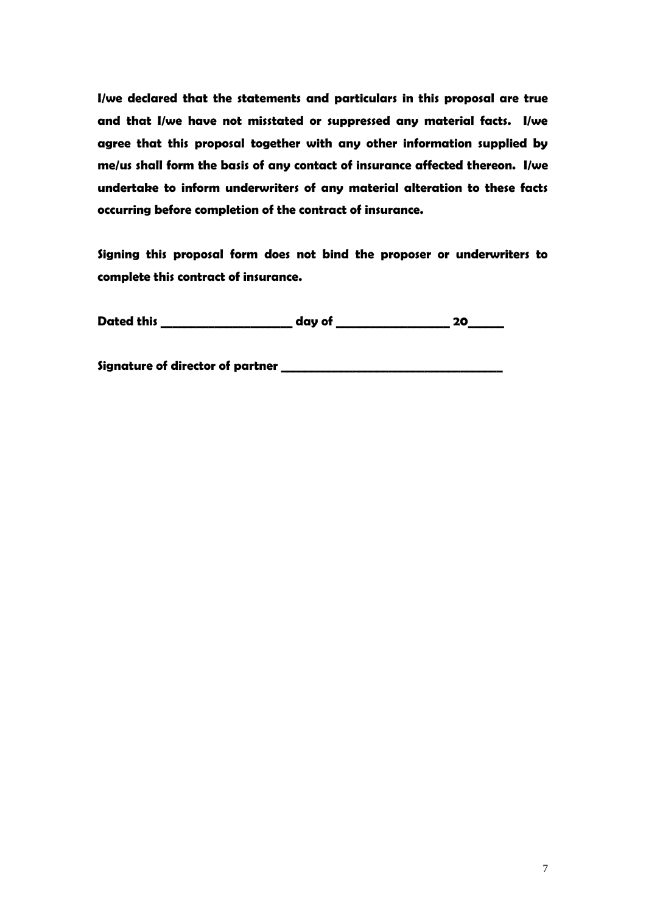**I/we declared that the statements and particulars in this proposal are true and that I/we have not misstated or suppressed any material facts. I/we agree that this proposal together with any other information supplied by me/us shall form the basis of any contact of insurance affected thereon. I/we undertake to inform underwriters of any material alteration to these facts occurring before completion of the contract of insurance.**

**Signing this proposal form does not bind the proposer or underwriters to complete this contract of insurance.**

**Dated this ____________________ day of _________________ 20_____**

**Signature of director of partner _________________________________**